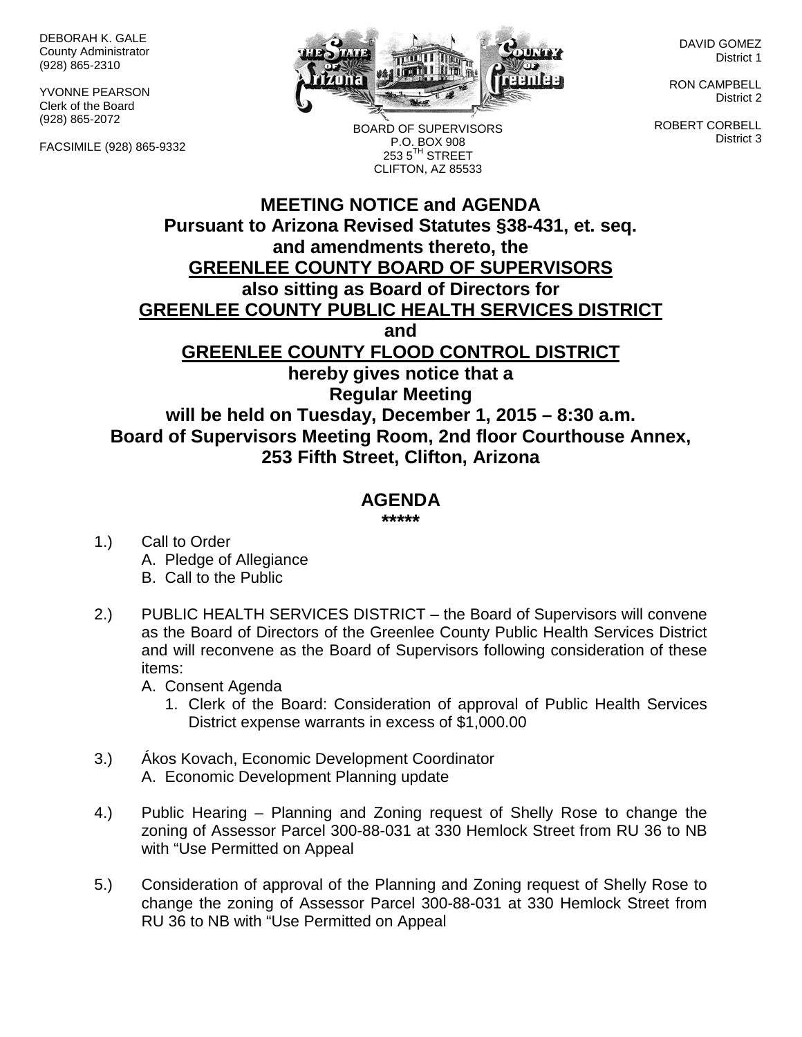DEBORAH K. GALE
County Administrator
(928) 865-2310

YVONNE PEARSON
Clerk of the Board
(928) 865-2072

FACSIMILE (928) 865-9332

BOARD OF SUPERVISORS
P.O. BOX 908
253 5TH STREET
CLIFTON, AZ 85533

DAVID GOMEZ
District 1

RON CAMPBELL
District 2

ROBERT CORBELL
District 3

# MEETING NOTICE and AGENDA

**Pursuant to Arizona Revised Statutes §38-431, et. seq.
and amendments thereto, the
GREENLEE COUNTY BOARD OF SUPERVISORS
also sitting as Board of Directors for
GREENLEE COUNTY PUBLIC HEALTH SERVICES DISTRICT
and
GREENLEE COUNTY FLOOD CONTROL DISTRICT
hereby gives notice that a
Regular Meeting
will be held on Tuesday, December 1, 2015 – 8:30 a.m.
Board of Supervisors Meeting Room, 2nd floor Courthouse Annex,
253 Fifth Street, Clifton, Arizona**

## AGENDA

*****

1.) Call to Order
   A. Pledge of Allegiance
   B. Call to the Public

2.) PUBLIC HEALTH SERVICES DISTRICT – the Board of Supervisors will convene as the Board of Directors of the Greenlee County Public Health Services District and will reconvene as the Board of Supervisors following consideration of these items:
   A. Consent Agenda
      1. Clerk of the Board: Consideration of approval of Public Health Services District expense warrants in excess of $1,000.00

3.) Ákos Kovach, Economic Development Coordinator
   A. Economic Development Planning update

4.) Public Hearing – Planning and Zoning request of Shelly Rose to change the zoning of Assessor Parcel 300-88-031 at 330 Hemlock Street from RU 36 to NB with "Use Permitted on Appeal

5.) Consideration of approval of the Planning and Zoning request of Shelly Rose to change the zoning of Assessor Parcel 300-88-031 at 330 Hemlock Street from RU 36 to NB with "Use Permitted on Appeal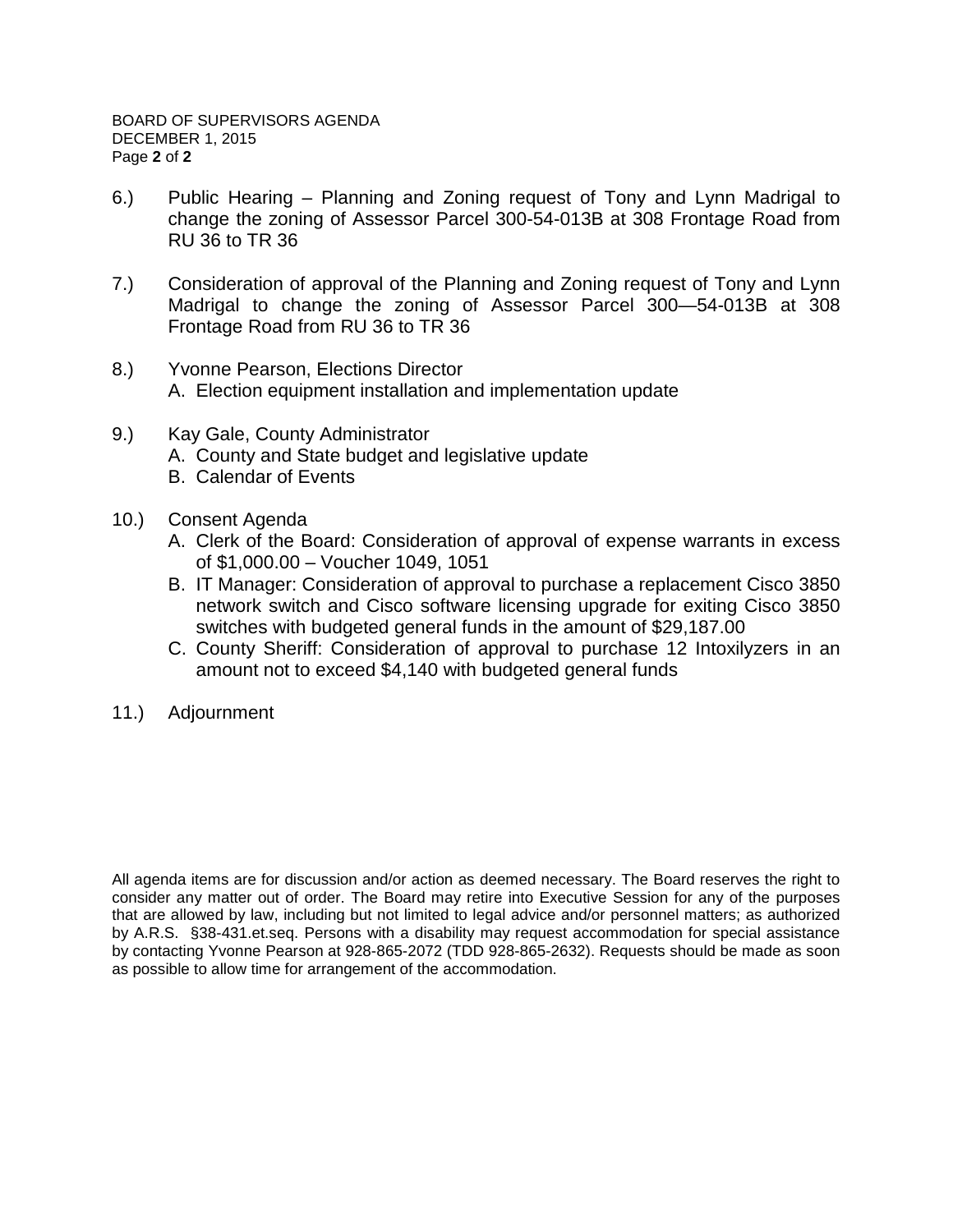6.) Public Hearing – Planning and Zoning request of Tony and Lynn Madrigal to change the zoning of Assessor Parcel 300-54-013B at 308 Frontage Road from RU 36 to TR 36

7.) Consideration of approval of the Planning and Zoning request of Tony and Lynn Madrigal to change the zoning of Assessor Parcel 300—54-013B at 308 Frontage Road from RU 36 to TR 36

8.) Yvonne Pearson, Elections Director
   A. Election equipment installation and implementation update

9.) Kay Gale, County Administrator
   A. County and State budget and legislative update
   B. Calendar of Events

10.) Consent Agenda
   A. Clerk of the Board: Consideration of approval of expense warrants in excess of $1,000.00 – Voucher 1049, 1051
   B. IT Manager: Consideration of approval to purchase a replacement Cisco 3850 network switch and Cisco software licensing upgrade for exiting Cisco 3850 switches with budgeted general funds in the amount of $29,187.00
   C. County Sheriff: Consideration of approval to purchase 12 Intoxilyzers in an amount not to exceed $4,140 with budgeted general funds

11.) Adjournment

All agenda items are for discussion and/or action as deemed necessary. The Board reserves the right to consider any matter out of order. The Board may retire into Executive Session for any of the purposes that are allowed by law, including but not limited to legal advice and/or personnel matters; as authorized by A.R.S. §38-431.et.seq. Persons with a disability may request accommodation for special assistance by contacting Yvonne Pearson at 928-865-2072 (TDD 928-865-2632). Requests should be made as soon as possible to allow time for arrangement of the accommodation.